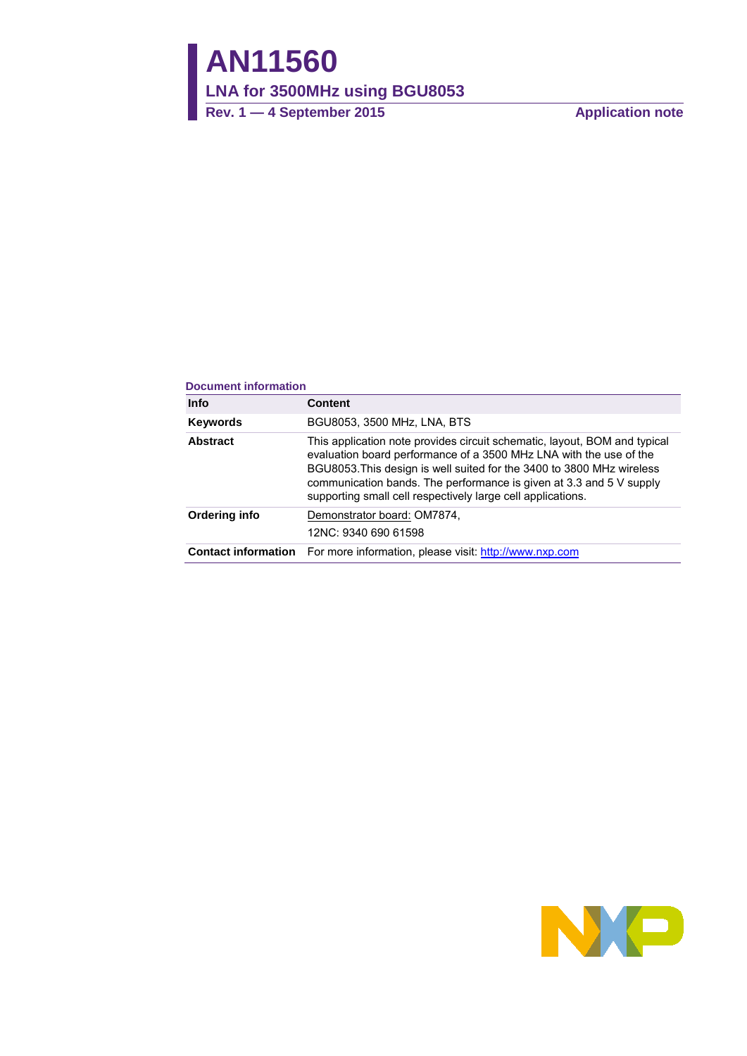# AN11560

## LNA for 3500MHz using BGU8053

**Rev. 1 — 4 September 2015** **Application note**

**Document information**

| Info | Content |
|---|---|
| **Keywords** | BGU8053, 3500 MHz, LNA, BTS |
| **Abstract** | This application note provides circuit schematic, layout, BOM and typical evaluation board performance of a 3500 MHz LNA with the use of the BGU8053.This design is well suited for the 3400 to 3800 MHz wireless communication bands. The performance is given at 3.3 and 5 V supply supporting small cell respectively large cell applications. |
| **Ordering info** | Demonstrator board: OM7874,<br>12NC: 9340 690 61598 |
| **Contact information** | For more information, please visit: http://www.nxp.com |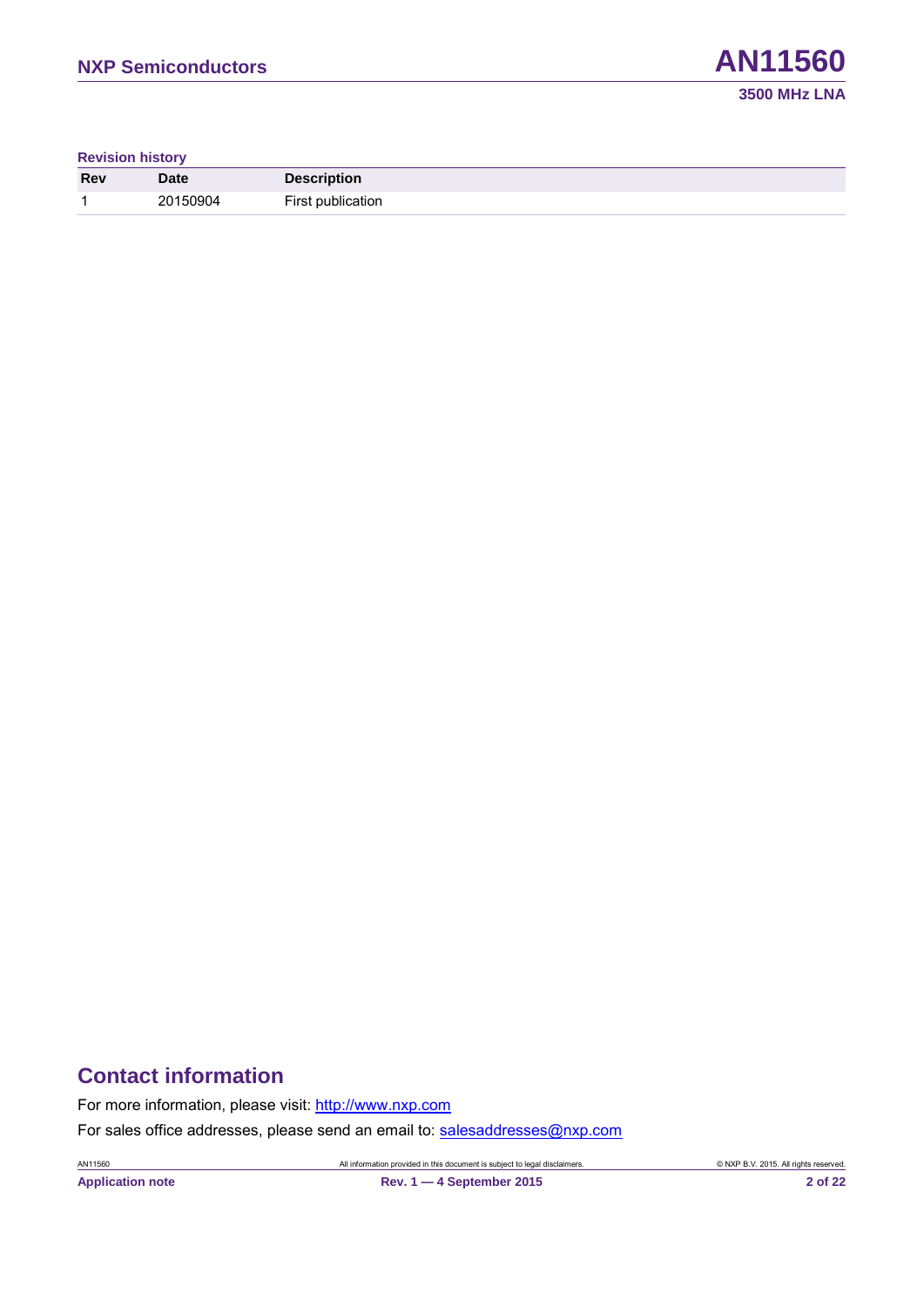**Revision history**

| Rev | Date | Description |
| --- | --- | --- |
| 1 | 20150904 | First publication |

## Contact information

For more information, please visit: http://www.nxp.com

For sales office addresses, please send an email to: salesaddresses@nxp.com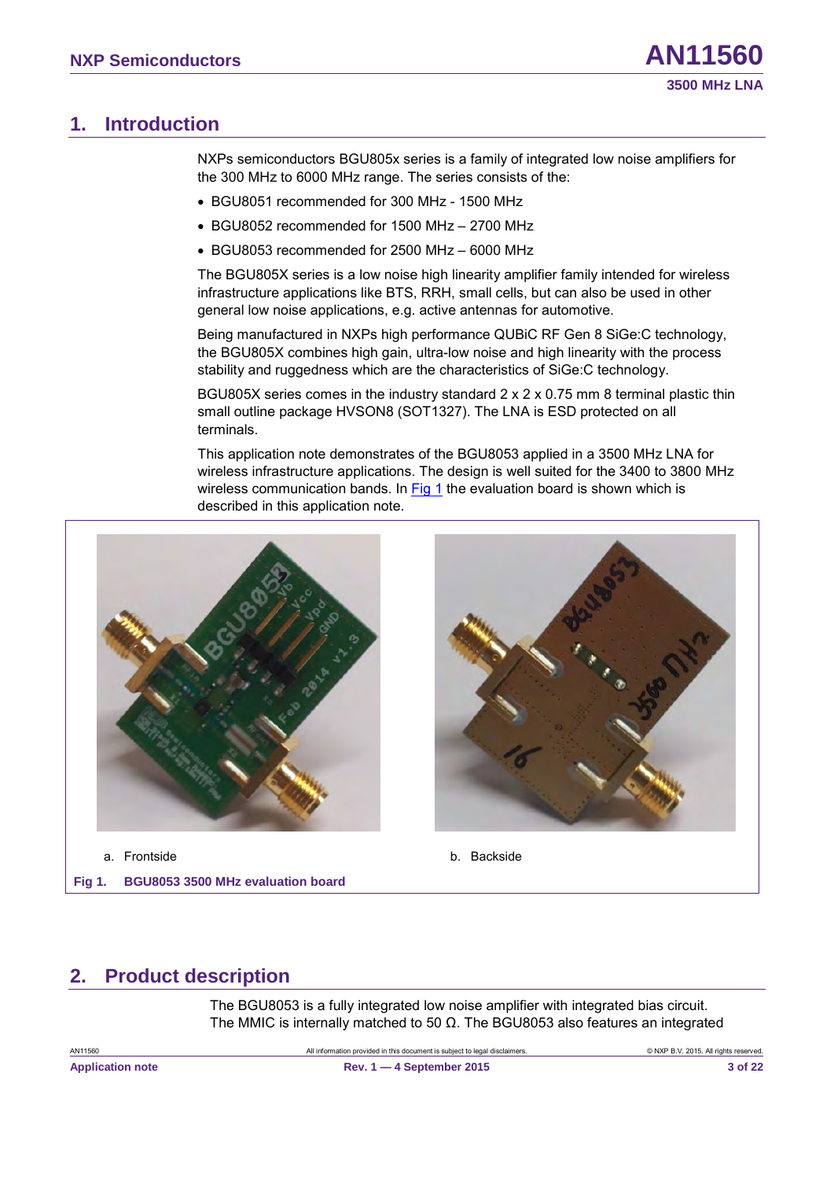# 1. Introduction

NXPs semiconductors BGU805x series is a family of integrated low noise amplifiers for the 300 MHz to 6000 MHz range. The series consists of the:

- BGU8051 recommended for 300 MHz - 1500 MHz
- BGU8052 recommended for 1500 MHz – 2700 MHz
- BGU8053 recommended for 2500 MHz – 6000 MHz

The BGU805X series is a low noise high linearity amplifier family intended for wireless infrastructure applications like BTS, RRH, small cells, but can also be used in other general low noise applications, e.g. active antennas for automotive.

Being manufactured in NXPs high performance QUBiC RF Gen 8 SiGe:C technology, the BGU805X combines high gain, ultra-low noise and high linearity with the process stability and ruggedness which are the characteristics of SiGe:C technology.

BGU805X series comes in the industry standard 2 x 2 x 0.75 mm 8 terminal plastic thin small outline package HVSON8 (SOT1327). The LNA is ESD protected on all terminals.

This application note demonstrates of the BGU8053 applied in a 3500 MHz LNA for wireless infrastructure applications. The design is well suited for the 3400 to 3800 MHz wireless communication bands. In Fig 1 the evaluation board is shown which is described in this application note.

a. Frontside

b. Backside

**Fig 1. BGU8053 3500 MHz evaluation board**

# 2. Product description

The BGU8053 is a fully integrated low noise amplifier with integrated bias circuit. The MMIC is internally matched to 50 Ω. The BGU8053 also features an integrated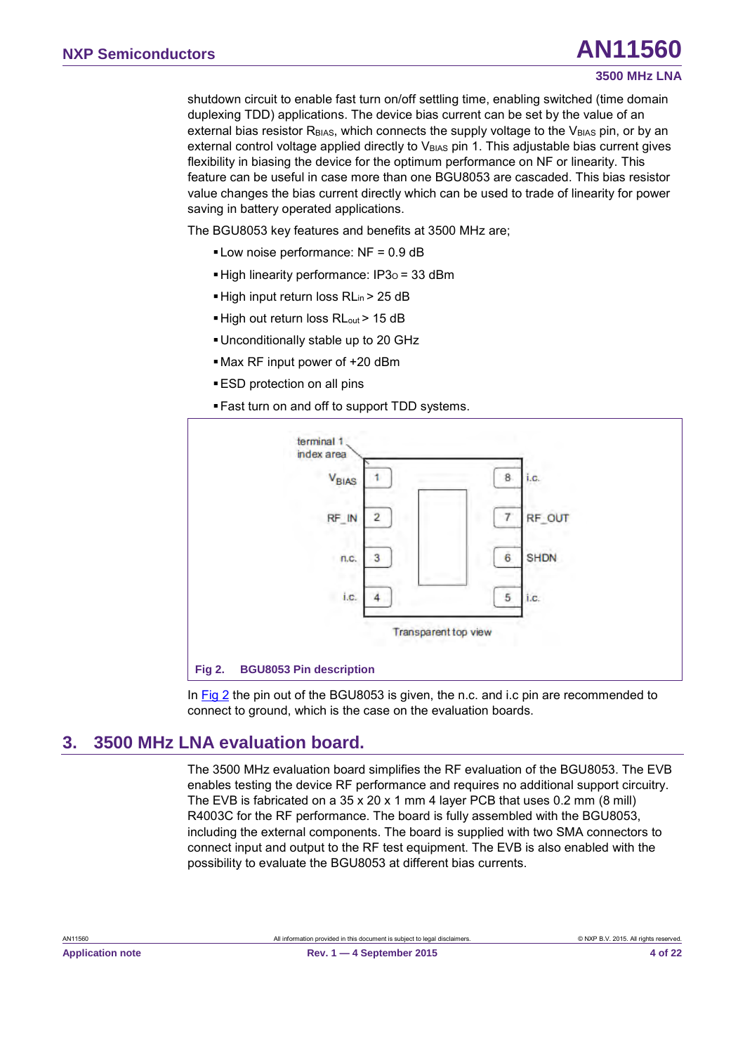shutdown circuit to enable fast turn on/off settling time, enabling switched (time domain duplexing TDD) applications. The device bias current can be set by the value of an external bias resistor $R_{BIAS}$, which connects the supply voltage to the $V_{BIAS}$ pin, or by an external control voltage applied directly to $V_{BIAS}$ pin 1. This adjustable bias current gives flexibility in biasing the device for the optimum performance on NF or linearity. This feature can be useful in case more than one BGU8053 are cascaded. This bias resistor value changes the bias current directly which can be used to trade of linearity for power saving in battery operated applications.

The BGU8053 key features and benefits at 3500 MHz are;

- Low noise performance: NF = 0.9 dB
- High linearity performance: $IP3_O$ = 33 dBm
- High input return loss $RL_{in}$ > 25 dB
- High out return loss $RL_{out}$ > 15 dB
- Unconditionally stable up to 20 GHz
- Max RF input power of +20 dBm
- ESD protection on all pins
- Fast turn on and off to support TDD systems.

terminal 1 index area

| Pin | Name | Pin | Name |
|---|---|---|---|
| 1 | $V_{BIAS}$ | 8 | i.c. |
| 2 | RF_IN | 7 | RF_OUT |
| 3 | n.c. | 6 | SHDN |
| 4 | i.c. | 5 | i.c. |

Transparent top view

**Fig 2. BGU8053 Pin description**

In Fig 2 the pin out of the BGU8053 is given, the n.c. and i.c pin are recommended to connect to ground, which is the case on the evaluation boards.

## 3. 3500 MHz LNA evaluation board.

The 3500 MHz evaluation board simplifies the RF evaluation of the BGU8053. The EVB enables testing the device RF performance and requires no additional support circuitry. The EVB is fabricated on a 35 x 20 x 1 mm 4 layer PCB that uses 0.2 mm (8 mill) R4003C for the RF performance. The board is fully assembled with the BGU8053, including the external components. The board is supplied with two SMA connectors to connect input and output to the RF test equipment. The EVB is also enabled with the possibility to evaluate the BGU8053 at different bias currents.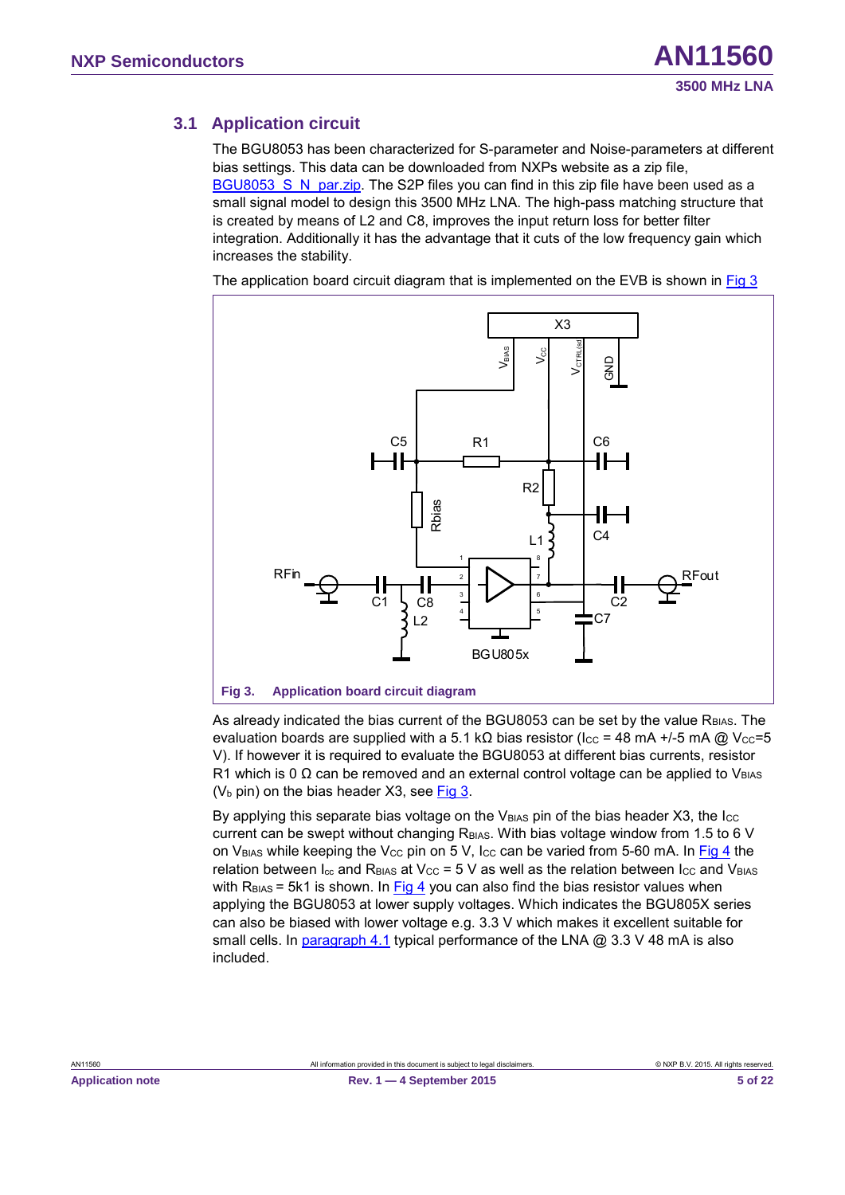## 3.1 Application circuit

The BGU8053 has been characterized for S-parameter and Noise-parameters at different bias settings. This data can be downloaded from NXPs website as a zip file, BGU8053_S_N_par.zip. The S2P files you can find in this zip file have been used as a small signal model to design this 3500 MHz LNA. The high-pass matching structure that is created by means of L2 and C8, improves the input return loss for better filter integration. Additionally it has the advantage that it cuts of the low frequency gain which increases the stability.

The application board circuit diagram that is implemented on the EVB is shown in Fig 3

**Fig 3. Application board circuit diagram**

As already indicated the bias current of the BGU8053 can be set by the value $R_{BIAS}$. The evaluation boards are supplied with a 5.1 kΩ bias resistor ($I_{CC}$ = 48 mA +/-5 mA @ $V_{CC}$=5 V). If however it is required to evaluate the BGU8053 at different bias currents, resistor R1 which is 0 Ω can be removed and an external control voltage can be applied to $V_{BIAS}$ ($V_b$ pin) on the bias header X3, see Fig 3.

By applying this separate bias voltage on the $V_{BIAS}$ pin of the bias header X3, the $I_{CC}$ current can be swept without changing $R_{BIAS}$. With bias voltage window from 1.5 to 6 V on $V_{BIAS}$ while keeping the $V_{CC}$ pin on 5 V, $I_{CC}$ can be varied from 5-60 mA. In Fig 4 the relation between $I_{cc}$ and $R_{BIAS}$ at $V_{CC}$ = 5 V as well as the relation between $I_{CC}$ and $V_{BIAS}$ with $R_{BIAS}$ = 5k1 is shown. In Fig 4 you can also find the bias resistor values when applying the BGU8053 at lower supply voltages. Which indicates the BGU805X series can also be biased with lower voltage e.g. 3.3 V which makes it excellent suitable for small cells. In paragraph 4.1 typical performance of the LNA @ 3.3 V 48 mA is also included.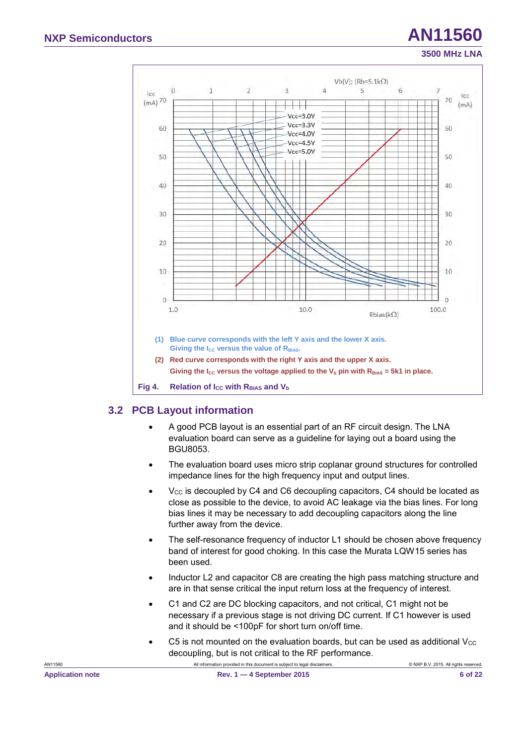Vb(V); (Rb=5.1kΩ)

Icc (mA)

Vcc=3.0V
Vcc=3.3V
Vcc=4.0V
Vcc=4.5V
Vcc=5.0V

Rbias(kΩ)

(1) Blue curve corresponds with the left Y axis and the lower X axis. Giving the $I_{CC}$ versus the value of $R_{BIAS}$.

(2) Red curve corresponds with the right Y axis and the upper X axis. Giving the $I_{CC}$ versus the voltage applied to the $V_b$ pin with $R_{BIAS}$ = 5k1 in place.

**Fig 4. Relation of $I_{CC}$ with $R_{BIAS}$ and $V_b$**

## 3.2 PCB Layout information

- A good PCB layout is an essential part of an RF circuit design. The LNA evaluation board can serve as a guideline for laying out a board using the BGU8053.
- The evaluation board uses micro strip coplanar ground structures for controlled impedance lines for the high frequency input and output lines.
- $V_{CC}$ is decoupled by C4 and C6 decoupling capacitors, C4 should be located as close as possible to the device, to avoid AC leakage via the bias lines. For long bias lines it may be necessary to add decoupling capacitors along the line further away from the device.
- The self-resonance frequency of inductor L1 should be chosen above frequency band of interest for good choking. In this case the Murata LQW15 series has been used.
- Inductor L2 and capacitor C8 are creating the high pass matching structure and are in that sense critical the input return loss at the frequency of interest.
- C1 and C2 are DC blocking capacitors, and not critical, C1 might not be necessary if a previous stage is not driving DC current. If C1 however is used and it should be <100pF for short turn on/off time.
- C5 is not mounted on the evaluation boards, but can be used as additional $V_{CC}$ decoupling, but is not critical to the RF performance.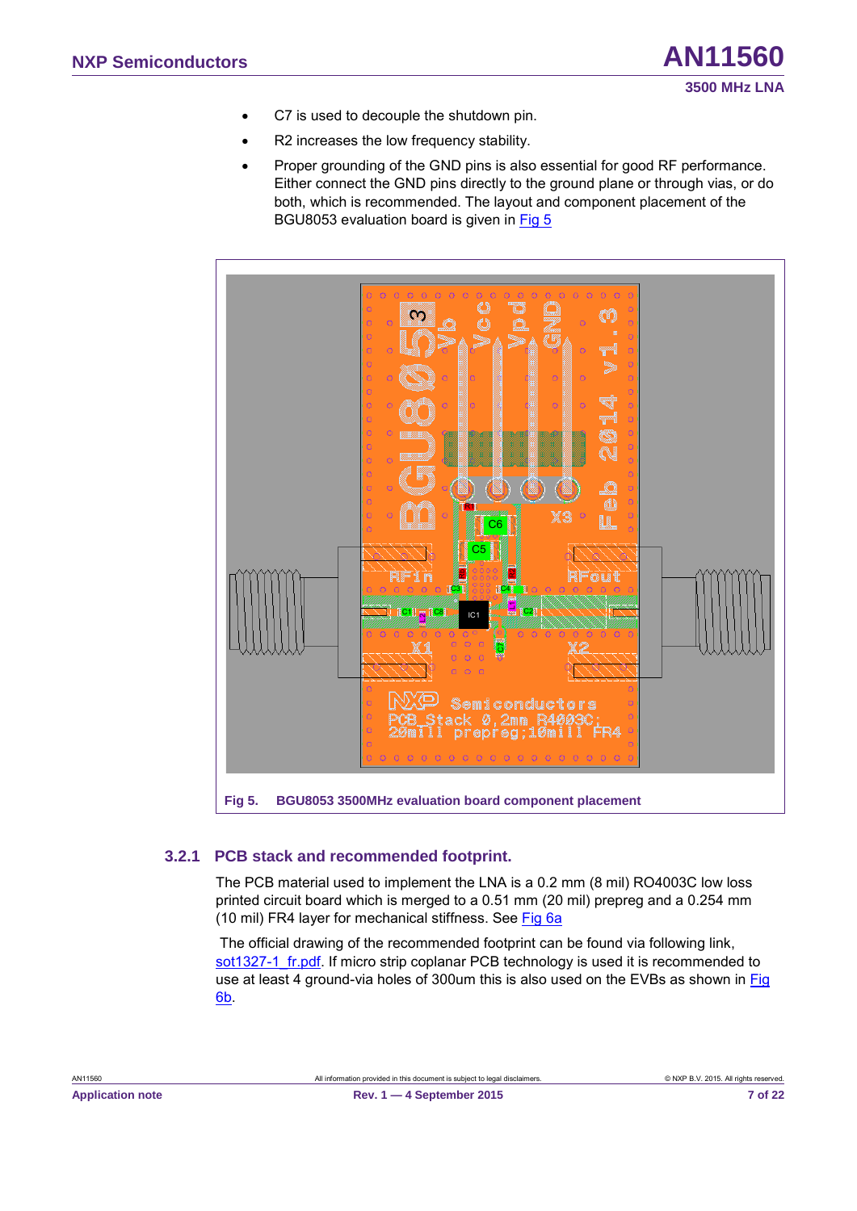- C7 is used to decouple the shutdown pin.
- R2 increases the low frequency stability.
- Proper grounding of the GND pins is also essential for good RF performance. Either connect the GND pins directly to the ground plane or through vias, or do both, which is recommended. The layout and component placement of the BGU8053 evaluation board is given in Fig 5

**Fig 5. BGU8053 3500MHz evaluation board component placement**

### 3.2.1 PCB stack and recommended footprint.

The PCB material used to implement the LNA is a 0.2 mm (8 mil) RO4003C low loss printed circuit board which is merged to a 0.51 mm (20 mil) prepreg and a 0.254 mm (10 mil) FR4 layer for mechanical stiffness. See Fig 6a

The official drawing of the recommended footprint can be found via following link, sot1327-1_fr.pdf. If micro strip coplanar PCB technology is used it is recommended to use at least 4 ground-via holes of 300um this is also used on the EVBs as shown in Fig 6b.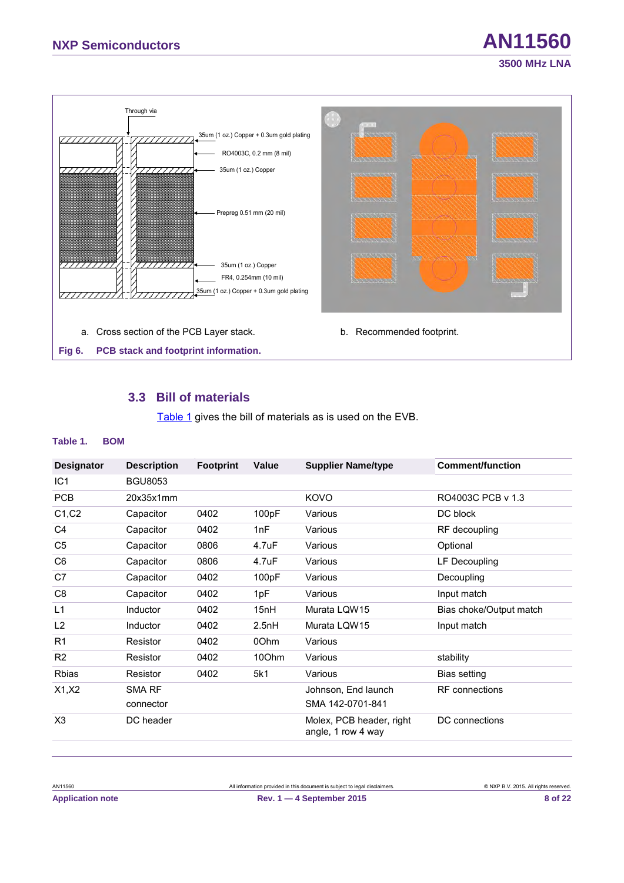Through via

35um (1 oz.) Copper + 0.3um gold plating

RO4003C, 0.2 mm (8 mil)

35um (1 oz.) Copper

Prepreg 0.51 mm (20 mil)

35um (1 oz.) Copper

FR4, 0.254mm (10 mil)

35um (1 oz.) Copper + 0.3um gold plating

a. Cross section of the PCB Layer stack.

b. Recommended footprint.

**Fig 6. PCB stack and footprint information.**

## 3.3 Bill of materials

Table 1 gives the bill of materials as is used on the EVB.

**Table 1. BOM**

| Designator | Description | Footprint | Value | Supplier Name/type | Comment/function |
|---|---|---|---|---|---|
| IC1 | BGU8053 | | | | |
| PCB | 20x35x1mm | | | KOVO | RO4003C PCB v 1.3 |
| C1,C2 | Capacitor | 0402 | 100pF | Various | DC block |
| C4 | Capacitor | 0402 | 1nF | Various | RF decoupling |
| C5 | Capacitor | 0806 | 4.7uF | Various | Optional |
| C6 | Capacitor | 0806 | 4.7uF | Various | LF Decoupling |
| C7 | Capacitor | 0402 | 100pF | Various | Decoupling |
| C8 | Capacitor | 0402 | 1pF | Various | Input match |
| L1 | Inductor | 0402 | 15nH | Murata LQW15 | Bias choke/Output match |
| L2 | Inductor | 0402 | 2.5nH | Murata LQW15 | Input match |
| R1 | Resistor | 0402 | 0Ohm | Various | |
| R2 | Resistor | 0402 | 10Ohm | Various | stability |
| Rbias | Resistor | 0402 | 5k1 | Various | Bias setting |
| X1,X2 | SMA RF connector | | | Johnson, End launch SMA 142-0701-841 | RF connections |
| X3 | DC header | | | Molex, PCB header, right angle, 1 row 4 way | DC connections |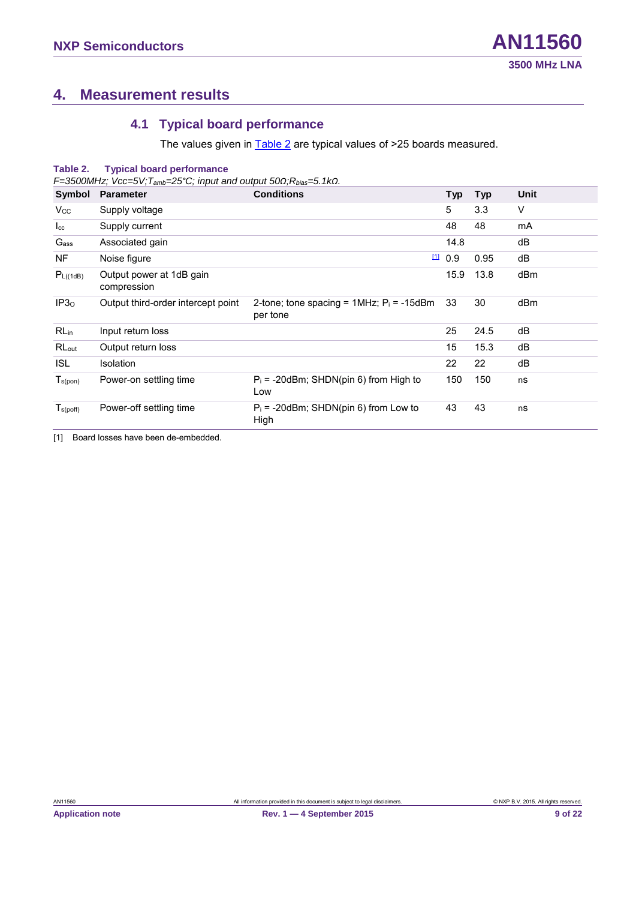## 4. Measurement results

### 4.1 Typical board performance

The values given in Table 2 are typical values of >25 boards measured.

**Table 2. Typical board performance**

*F=3500MHz; Vcc=5V; $T_{amb}$=25°C; input and output 50Ω; $R_{bias}$=5.1kΩ.*

| Symbol | Parameter | Conditions | Typ | Typ | Unit |
|---|---|---|---|---|---|
| $V_{CC}$ | Supply voltage | | 5 | 3.3 | V |
| $I_{cc}$ | Supply current | | 48 | 48 | mA |
| $G_{ass}$ | Associated gain | | 14.8 | | dB |
| NF | Noise figure | [1] | 0.9 | 0.95 | dB |
| $P_{L((1dB)}$ | Output power at 1dB gain compression | | 15.9 | 13.8 | dBm |
| $IP3_O$ | Output third-order intercept point | 2-tone; tone spacing = 1MHz; $P_i$ = -15dBm per tone | 33 | 30 | dBm |
| $RL_{in}$ | Input return loss | | 25 | 24.5 | dB |
| $RL_{out}$ | Output return loss | | 15 | 15.3 | dB |
| ISL | Isolation | | 22 | 22 | dB |
| $T_{s(pon)}$ | Power-on settling time | $P_i$ = -20dBm; SHDN(pin 6) from High to Low | 150 | 150 | ns |
| $T_{s(poff)}$ | Power-off settling time | $P_i$ = -20dBm; SHDN(pin 6) from Low to High | 43 | 43 | ns |

[1] Board losses have been de-embedded.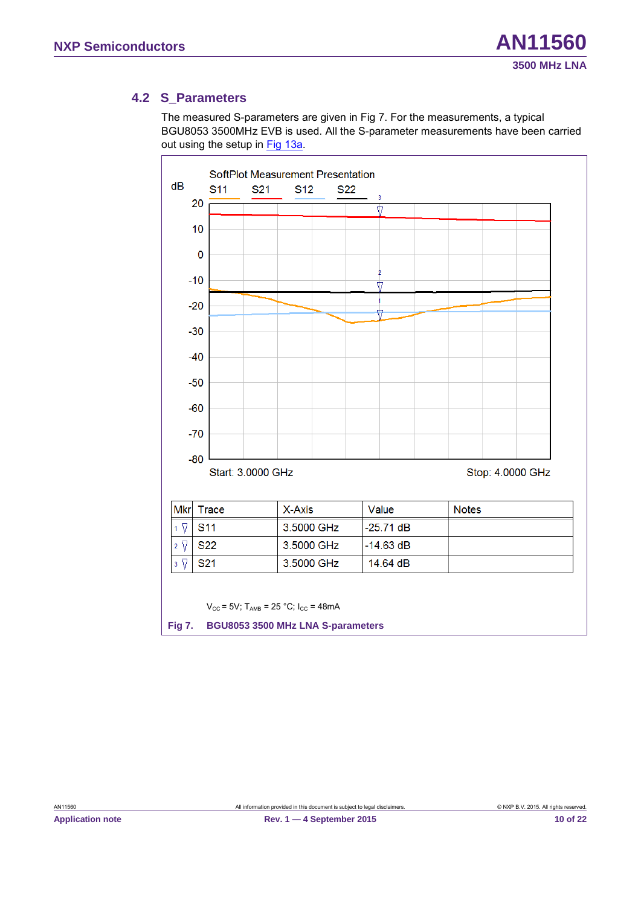## 4.2 S_Parameters

The measured S-parameters are given in Fig 7. For the measurements, a typical BGU8053 3500MHz EVB is used. All the S-parameter measurements have been carried out using the setup in Fig 13a.

SoftPlot Measurement Presentation

| Mkr | Trace | X-Axis | Value | Notes |
|---|---|---|---|---|
| 1 | S11 | 3.5000 GHz | -25.71 dB | |
| 2 | S22 | 3.5000 GHz | -14.63 dB | |
| 3 | S21 | 3.5000 GHz | 14.64 dB | |

$V_{CC}$ = 5V; $T_{AMB}$ = 25 °C; $I_{CC}$ = 48mA

**Fig 7. BGU8053 3500 MHz LNA S-parameters**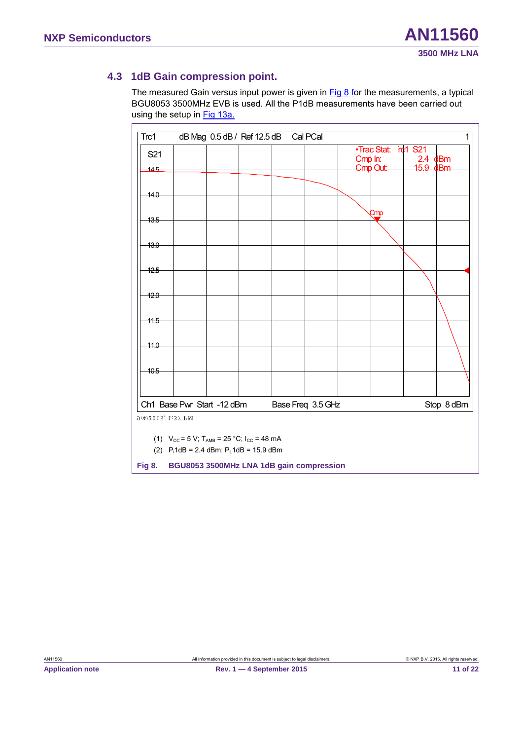## 4.3 1dB Gain compression point.

The measured Gain versus input power is given in Fig 8 for the measurements, a typical BGU8053 3500MHz EVB is used. All the P1dB measurements have been carried out using the setup in Fig 13a.

(1) $V_{CC}$ = 5 V; $T_{AMB}$ = 25 °C; $I_{CC}$ = 48 mA

(2) $P_i$1dB = 2.4 dBm; $P_L$1dB = 15.9 dBm

**Fig 8. BGU8053 3500MHz LNA 1dB gain compression**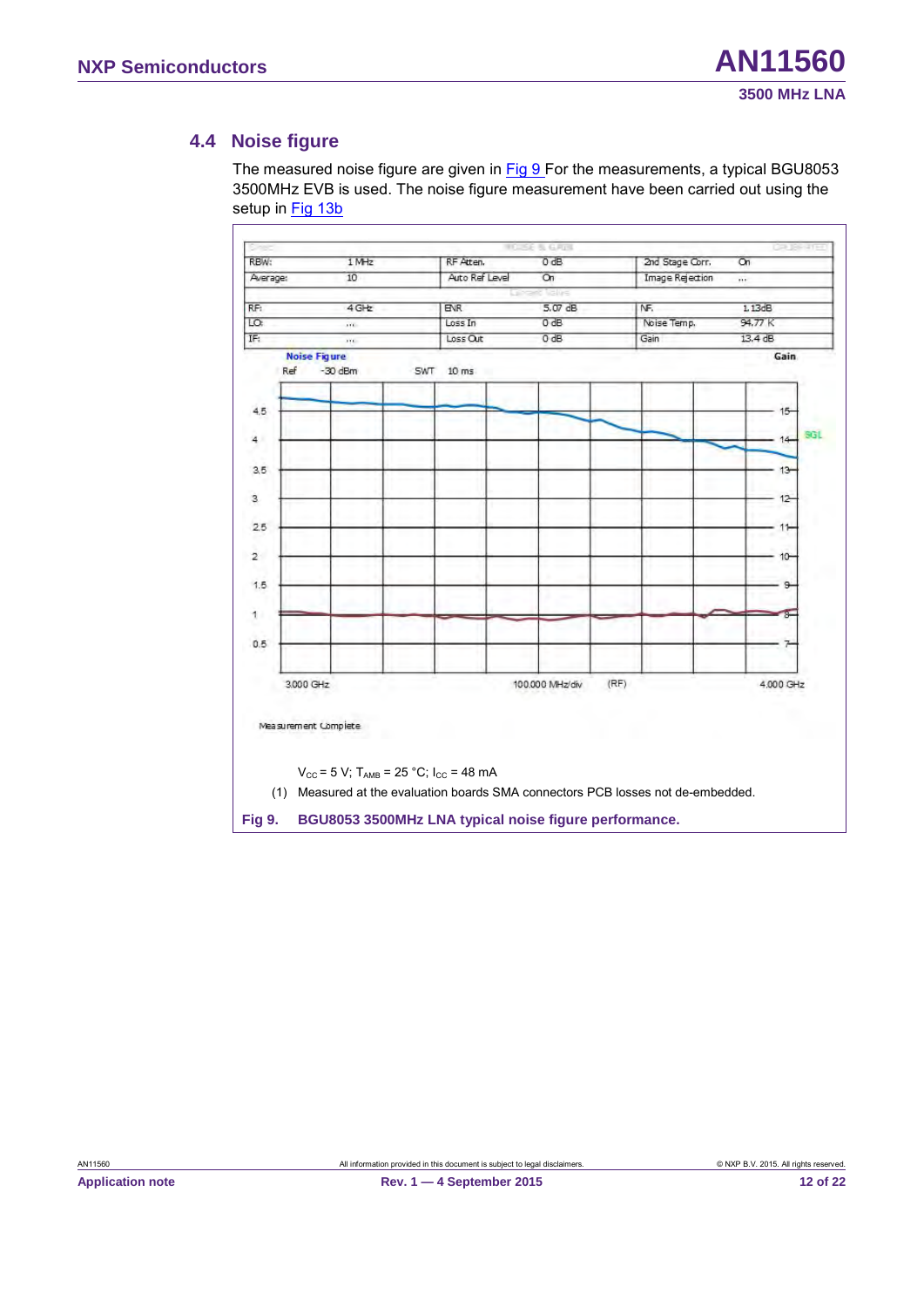## 4.4 Noise figure

The measured noise figure are given in Fig 9 For the measurements, a typical BGU8053 3500MHz EVB is used. The noise figure measurement have been carried out using the setup in Fig 13b

| RBW: | 1 MHz | RF Atten. | 0 dB | 2nd Stage Corr. | On |
|---|---|---|---|---|---|
| Average: | 10 | Auto Ref Level | On | Image Rejection | ... |
| RF: | 4 GHz | ENR | 5.07 dB | NF. | 1.13dB |
| LO: | ... | Loss In | 0 dB | Noise Temp. | 94.77 K |
| IF: | ... | Loss Out | 0 dB | Gain | 13.4 dB |

Noise Figure — Gain

Ref -30 dBm SWT 10 ms

3.000 GHz 100.000 MHz/div (RF) 4.000 GHz

Measurement Complete

$V_{CC}$ = 5 V; $T_{AMB}$ = 25 °C; $I_{CC}$ = 48 mA

(1) Measured at the evaluation boards SMA connectors PCB losses not de-embedded.

**Fig 9. BGU8053 3500MHz LNA typical noise figure performance.**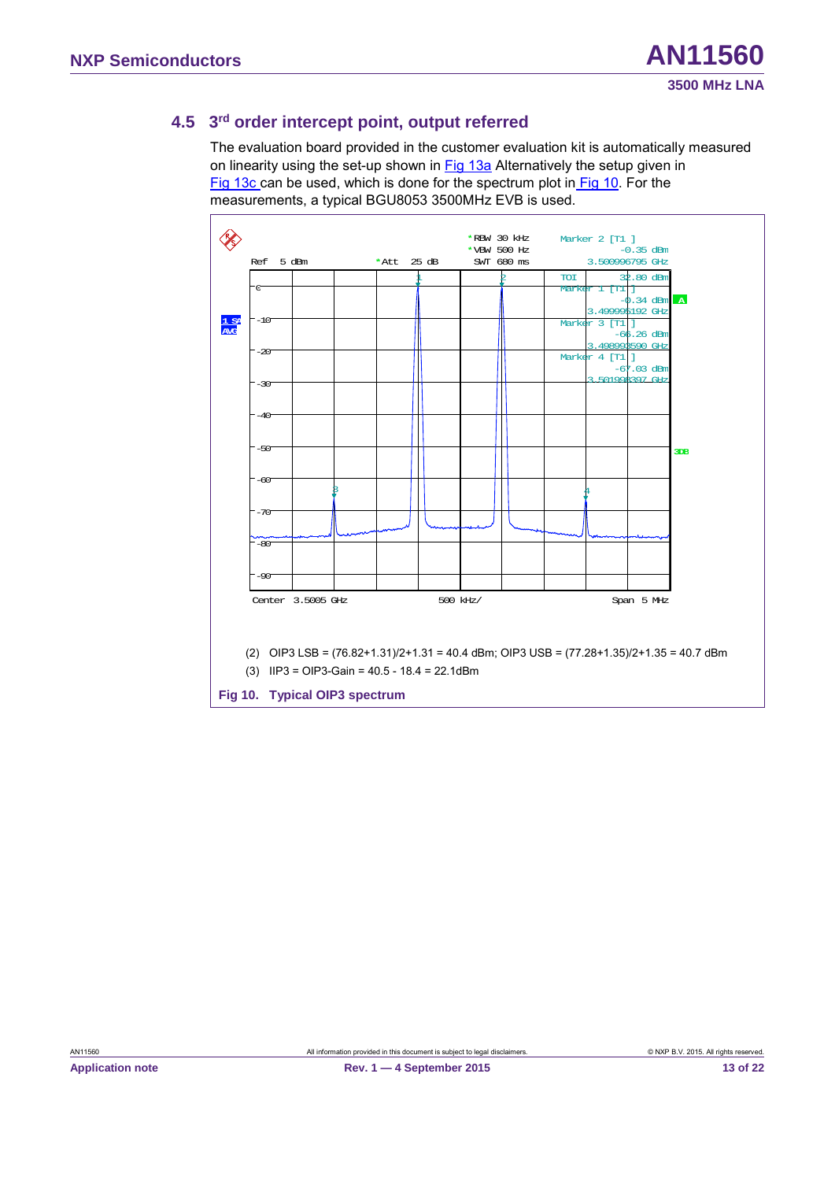### 4.5 3rd order intercept point, output referred

The evaluation board provided in the customer evaluation kit is automatically measured on linearity using the set-up shown in Fig 13a Alternatively the setup given in Fig 13c can be used, which is done for the spectrum plot in Fig 10. For the measurements, a typical BGU8053 3500MHz EVB is used.

(2) OIP3 LSB = (76.82+1.31)/2+1.31 = 40.4 dBm; OIP3 USB = (77.28+1.35)/2+1.35 = 40.7 dBm

(3) IIP3 = OIP3-Gain = 40.5 - 18.4 = 22.1dBm

**Fig 10. Typical OIP3 spectrum**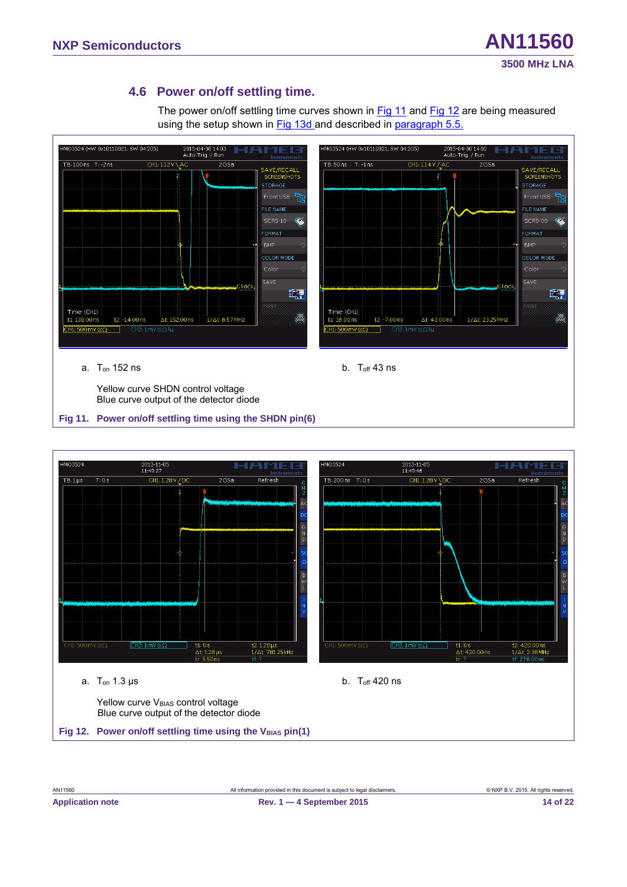## 4.6 Power on/off settling time.

The power on/off settling time curves shown in Fig 11 and Fig 12 are being measured using the setup shown in Fig 13d and described in paragraph 5.5.

a. $T_{on}$ 152 ns

b. $T_{off}$ 43 ns

Yellow curve SHDN control voltage
Blue curve output of the detector diode

**Fig 11. Power on/off settling time using the SHDN pin(6)**

a. $T_{on}$ 1.3 µs

b. $T_{off}$ 420 ns

Yellow curve $V_{BIAS}$ control voltage
Blue curve output of the detector diode

**Fig 12. Power on/off settling time using the $V_{BIAS}$ pin(1)**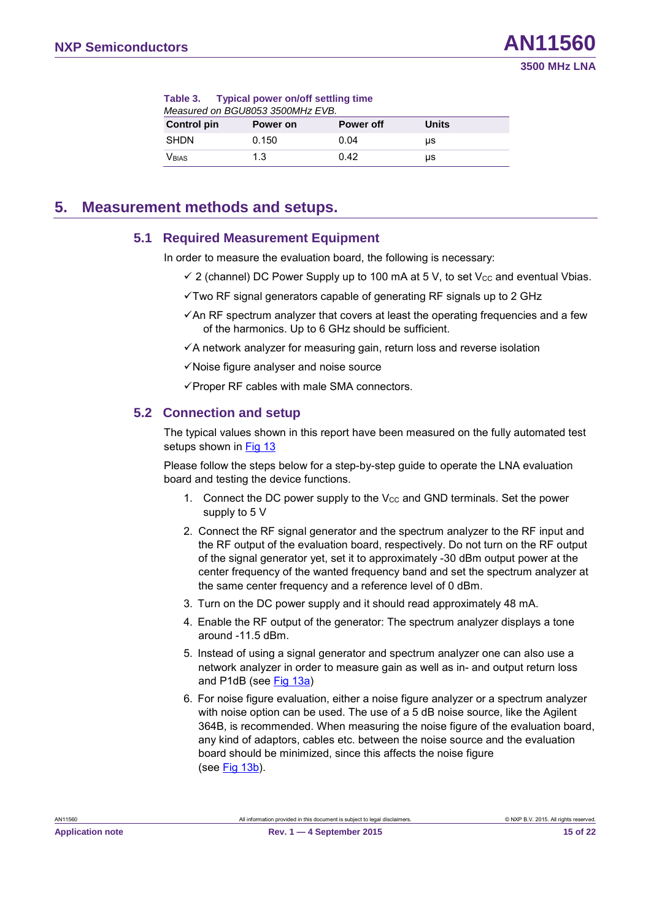**Table 3. Typical power on/off settling time**

*Measured on BGU8053 3500MHz EVB.*

| Control pin | Power on | Power off | Units |
| --- | --- | --- | --- |
| SHDN | 0.150 | 0.04 | μs |
| $V_{BIAS}$ | 1.3 | 0.42 | μs |

# 5. Measurement methods and setups.

## 5.1 Required Measurement Equipment

In order to measure the evaluation board, the following is necessary:

- ✓ 2 (channel) DC Power Supply up to 100 mA at 5 V, to set $V_{CC}$ and eventual Vbias.
- ✓Two RF signal generators capable of generating RF signals up to 2 GHz
- ✓An RF spectrum analyzer that covers at least the operating frequencies and a few of the harmonics. Up to 6 GHz should be sufficient.
- ✓A network analyzer for measuring gain, return loss and reverse isolation
- ✓Noise figure analyser and noise source
- ✓Proper RF cables with male SMA connectors.

## 5.2 Connection and setup

The typical values shown in this report have been measured on the fully automated test setups shown in Fig 13

Please follow the steps below for a step-by-step guide to operate the LNA evaluation board and testing the device functions.

1. Connect the DC power supply to the $V_{CC}$ and GND terminals. Set the power supply to 5 V
2. Connect the RF signal generator and the spectrum analyzer to the RF input and the RF output of the evaluation board, respectively. Do not turn on the RF output of the signal generator yet, set it to approximately -30 dBm output power at the center frequency of the wanted frequency band and set the spectrum analyzer at the same center frequency and a reference level of 0 dBm.
3. Turn on the DC power supply and it should read approximately 48 mA.
4. Enable the RF output of the generator: The spectrum analyzer displays a tone around -11.5 dBm.
5. Instead of using a signal generator and spectrum analyzer one can also use a network analyzer in order to measure gain as well as in- and output return loss and P1dB (see Fig 13a)
6. For noise figure evaluation, either a noise figure analyzer or a spectrum analyzer with noise option can be used. The use of a 5 dB noise source, like the Agilent 364B, is recommended. When measuring the noise figure of the evaluation board, any kind of adaptors, cables etc. between the noise source and the evaluation board should be minimized, since this affects the noise figure (see Fig 13b).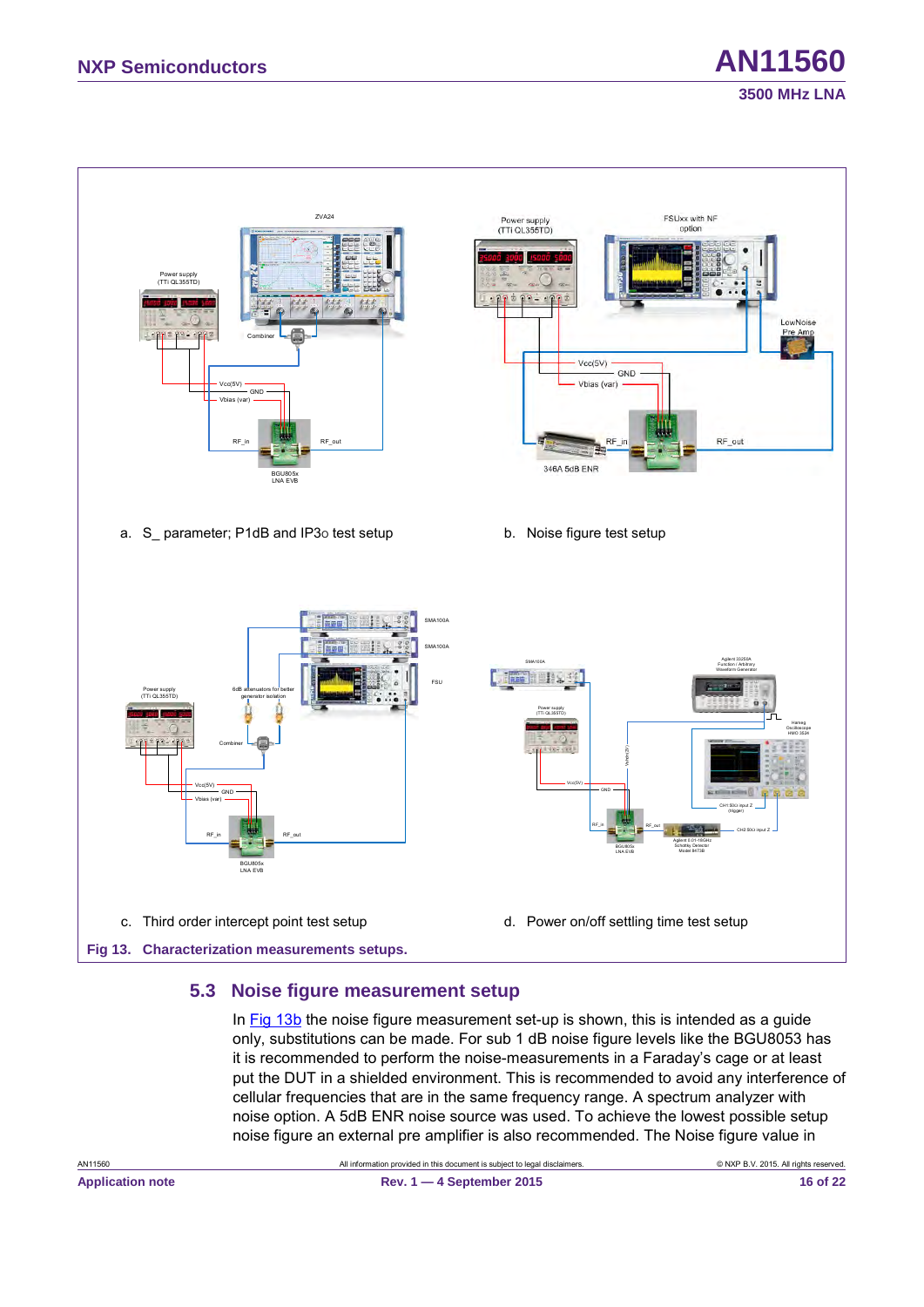a. S_ parameter; P1dB and IP3o test setup

b. Noise figure test setup

c. Third order intercept point test setup

d. Power on/off settling time test setup

**Fig 13. Characterization measurements setups.**

## 5.3 Noise figure measurement setup

In Fig 13b the noise figure measurement set-up is shown, this is intended as a guide only, substitutions can be made. For sub 1 dB noise figure levels like the BGU8053 has it is recommended to perform the noise-measurements in a Faraday's cage or at least put the DUT in a shielded environment. This is recommended to avoid any interference of cellular frequencies that are in the same frequency range. A spectrum analyzer with noise option. A 5dB ENR noise source was used. To achieve the lowest possible setup noise figure an external pre amplifier is also recommended. The Noise figure value in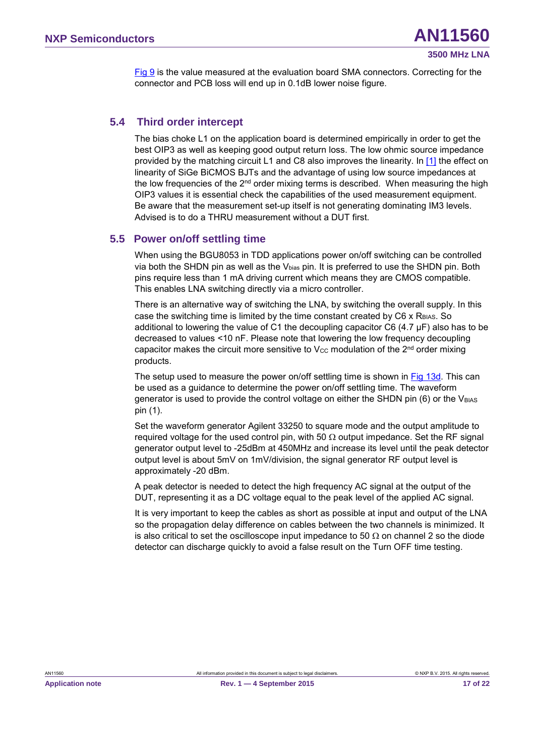Fig 9 is the value measured at the evaluation board SMA connectors. Correcting for the connector and PCB loss will end up in 0.1dB lower noise figure.

## 5.4 Third order intercept

The bias choke L1 on the application board is determined empirically in order to get the best OIP3 as well as keeping good output return loss. The low ohmic source impedance provided by the matching circuit L1 and C8 also improves the linearity. In [1] the effect on linearity of SiGe BiCMOS BJTs and the advantage of using low source impedances at the low frequencies of the 2nd order mixing terms is described. When measuring the high OIP3 values it is essential check the capabilities of the used measurement equipment. Be aware that the measurement set-up itself is not generating dominating IM3 levels. Advised is to do a THRU measurement without a DUT first.

## 5.5 Power on/off settling time

When using the BGU8053 in TDD applications power on/off switching can be controlled via both the SHDN pin as well as the $V_{bias}$ pin. It is preferred to use the SHDN pin. Both pins require less than 1 mA driving current which means they are CMOS compatible. This enables LNA switching directly via a micro controller.

There is an alternative way of switching the LNA, by switching the overall supply. In this case the switching time is limited by the time constant created by C6 x $R_{BIAS}$. So additional to lowering the value of C1 the decoupling capacitor C6 (4.7 µF) also has to be decreased to values <10 nF. Please note that lowering the low frequency decoupling capacitor makes the circuit more sensitive to $V_{CC}$ modulation of the 2nd order mixing products.

The setup used to measure the power on/off settling time is shown in Fig 13d. This can be used as a guidance to determine the power on/off settling time. The waveform generator is used to provide the control voltage on either the SHDN pin (6) or the $V_{BIAS}$ pin (1).

Set the waveform generator Agilent 33250 to square mode and the output amplitude to required voltage for the used control pin, with 50 Ω output impedance. Set the RF signal generator output level to -25dBm at 450MHz and increase its level until the peak detector output level is about 5mV on 1mV/division, the signal generator RF output level is approximately -20 dBm.

A peak detector is needed to detect the high frequency AC signal at the output of the DUT, representing it as a DC voltage equal to the peak level of the applied AC signal.

It is very important to keep the cables as short as possible at input and output of the LNA so the propagation delay difference on cables between the two channels is minimized. It is also critical to set the oscilloscope input impedance to 50 Ω on channel 2 so the diode detector can discharge quickly to avoid a false result on the Turn OFF time testing.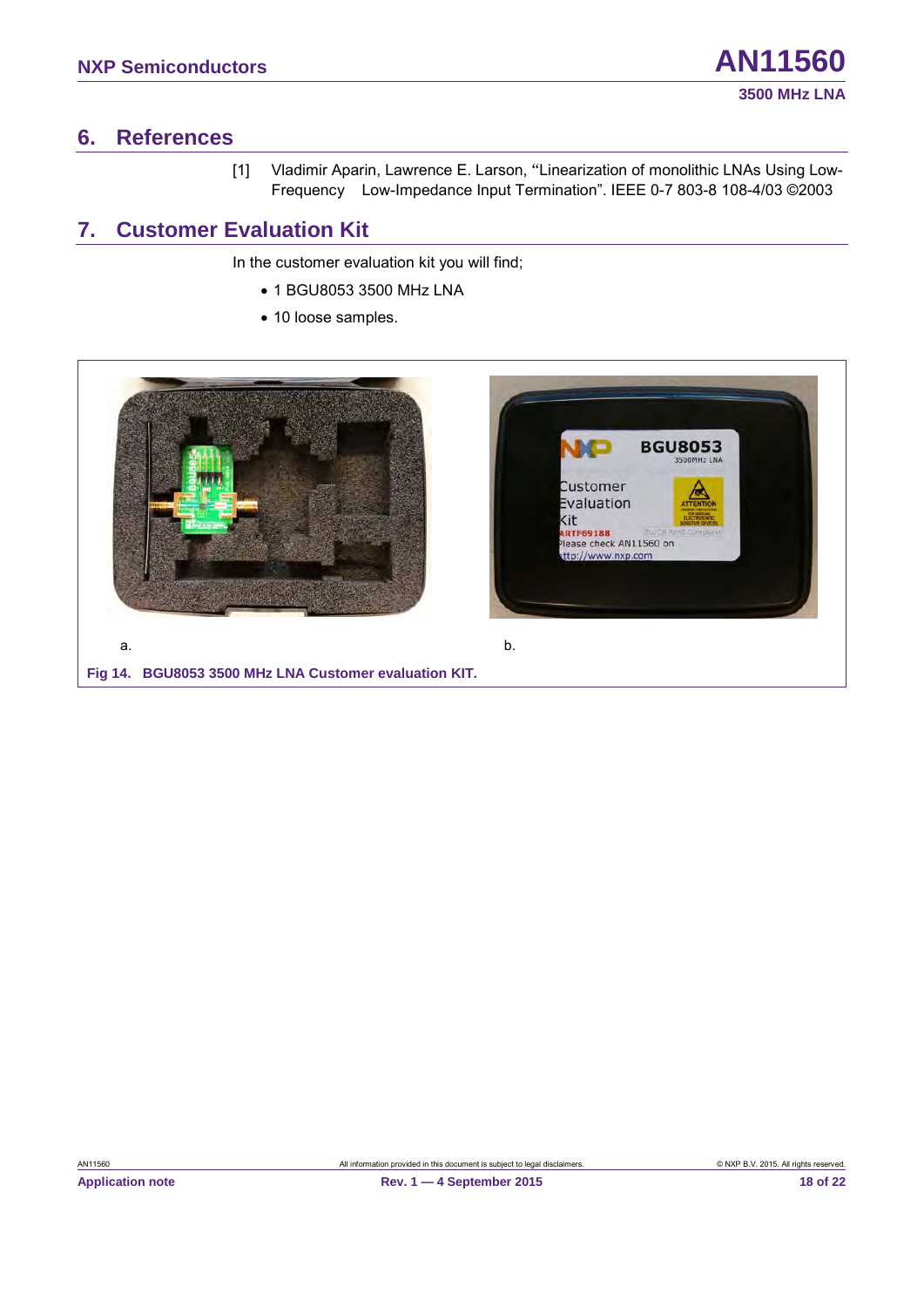## 6. References

[1] Vladimir Aparin, Lawrence E. Larson, "Linearization of monolithic LNAs Using Low-Frequency Low-Impedance Input Termination". IEEE 0-7 803-8 108-4/03 ©2003

## 7. Customer Evaluation Kit

In the customer evaluation kit you will find;

- 1 BGU8053 3500 MHz LNA
- 10 loose samples.

a.

b.

**Fig 14. BGU8053 3500 MHz LNA Customer evaluation KIT.**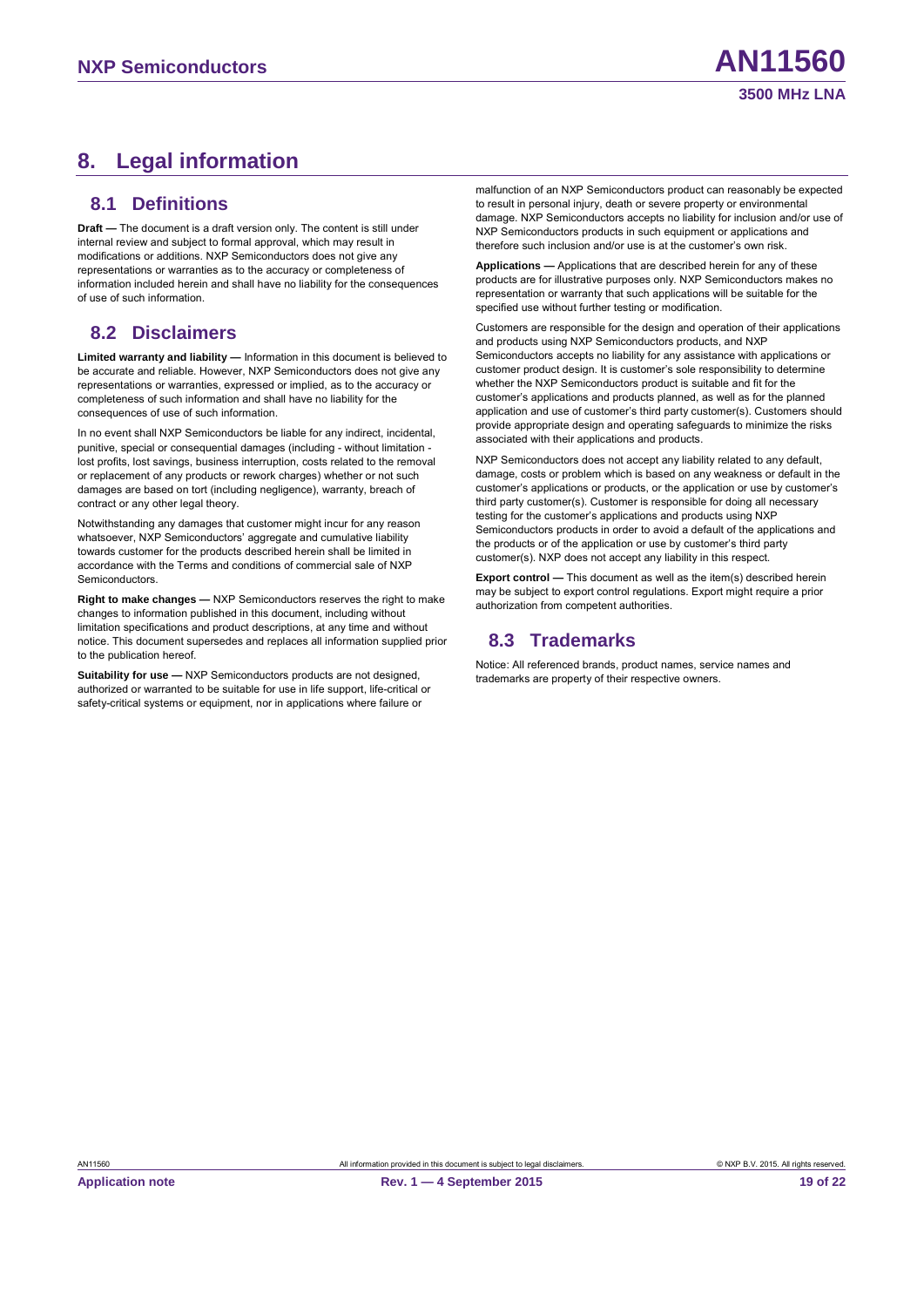# 8. Legal information

## 8.1 Definitions

**Draft —** The document is a draft version only. The content is still under internal review and subject to formal approval, which may result in modifications or additions. NXP Semiconductors does not give any representations or warranties as to the accuracy or completeness of information included herein and shall have no liability for the consequences of use of such information.

## 8.2 Disclaimers

**Limited warranty and liability —** Information in this document is believed to be accurate and reliable. However, NXP Semiconductors does not give any representations or warranties, expressed or implied, as to the accuracy or completeness of such information and shall have no liability for the consequences of use of such information.

In no event shall NXP Semiconductors be liable for any indirect, incidental, punitive, special or consequential damages (including - without limitation - lost profits, lost savings, business interruption, costs related to the removal or replacement of any products or rework charges) whether or not such damages are based on tort (including negligence), warranty, breach of contract or any other legal theory.

Notwithstanding any damages that customer might incur for any reason whatsoever, NXP Semiconductors' aggregate and cumulative liability towards customer for the products described herein shall be limited in accordance with the Terms and conditions of commercial sale of NXP Semiconductors.

**Right to make changes —** NXP Semiconductors reserves the right to make changes to information published in this document, including without limitation specifications and product descriptions, at any time and without notice. This document supersedes and replaces all information supplied prior to the publication hereof.

**Suitability for use —** NXP Semiconductors products are not designed, authorized or warranted to be suitable for use in life support, life-critical or safety-critical systems or equipment, nor in applications where failure or malfunction of an NXP Semiconductors product can reasonably be expected to result in personal injury, death or severe property or environmental damage. NXP Semiconductors accepts no liability for inclusion and/or use of NXP Semiconductors products in such equipment or applications and therefore such inclusion and/or use is at the customer's own risk.

**Applications —** Applications that are described herein for any of these products are for illustrative purposes only. NXP Semiconductors makes no representation or warranty that such applications will be suitable for the specified use without further testing or modification.

Customers are responsible for the design and operation of their applications and products using NXP Semiconductors products, and NXP Semiconductors accepts no liability for any assistance with applications or customer product design. It is customer's sole responsibility to determine whether the NXP Semiconductors product is suitable and fit for the customer's applications and products planned, as well as for the planned application and use of customer's third party customer(s). Customers should provide appropriate design and operating safeguards to minimize the risks associated with their applications and products.

NXP Semiconductors does not accept any liability related to any default, damage, costs or problem which is based on any weakness or default in the customer's applications or products, or the application or use by customer's third party customer(s). Customer is responsible for doing all necessary testing for the customer's applications and products using NXP Semiconductors products in order to avoid a default of the applications and the products or of the application or use by customer's third party customer(s). NXP does not accept any liability in this respect.

**Export control —** This document as well as the item(s) described herein may be subject to export control regulations. Export might require a prior authorization from competent authorities.

## 8.3 Trademarks

Notice: All referenced brands, product names, service names and trademarks are property of their respective owners.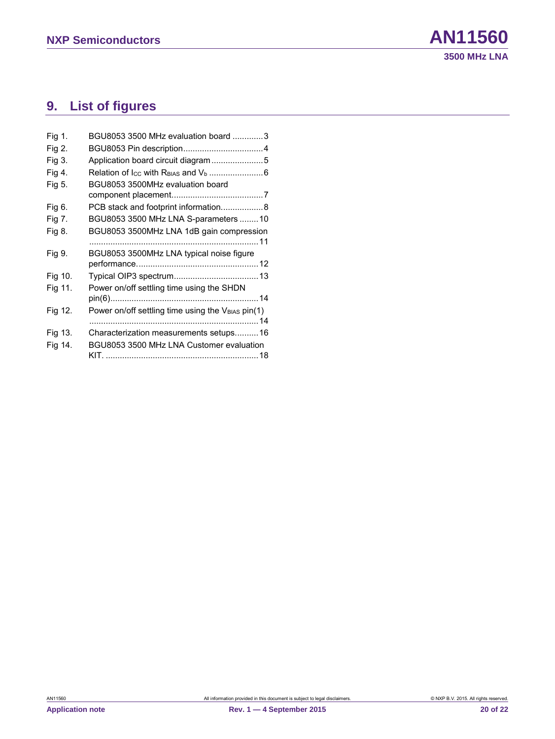## 9. List of figures

| | | |
|---|---|---|
| Fig 1. | BGU8053 3500 MHz evaluation board | 3 |
| Fig 2. | BGU8053 Pin description | 4 |
| Fig 3. | Application board circuit diagram | 5 |
| Fig 4. | Relation of $I_{CC}$ with $R_{BIAS}$ and $V_b$ | 6 |
| Fig 5. | BGU8053 3500MHz evaluation board component placement | 7 |
| Fig 6. | PCB stack and footprint information | 8 |
| Fig 7. | BGU8053 3500 MHz LNA S-parameters | 10 |
| Fig 8. | BGU8053 3500MHz LNA 1dB gain compression | 11 |
| Fig 9. | BGU8053 3500MHz LNA typical noise figure performance. | 12 |
| Fig 10. | Typical OIP3 spectrum | 13 |
| Fig 11. | Power on/off settling time using the SHDN pin(6) | 14 |
| Fig 12. | Power on/off settling time using the $V_{BIAS}$ pin(1) | 14 |
| Fig 13. | Characterization measurements setups | 16 |
| Fig 14. | BGU8053 3500 MHz LNA Customer evaluation KIT. | 18 |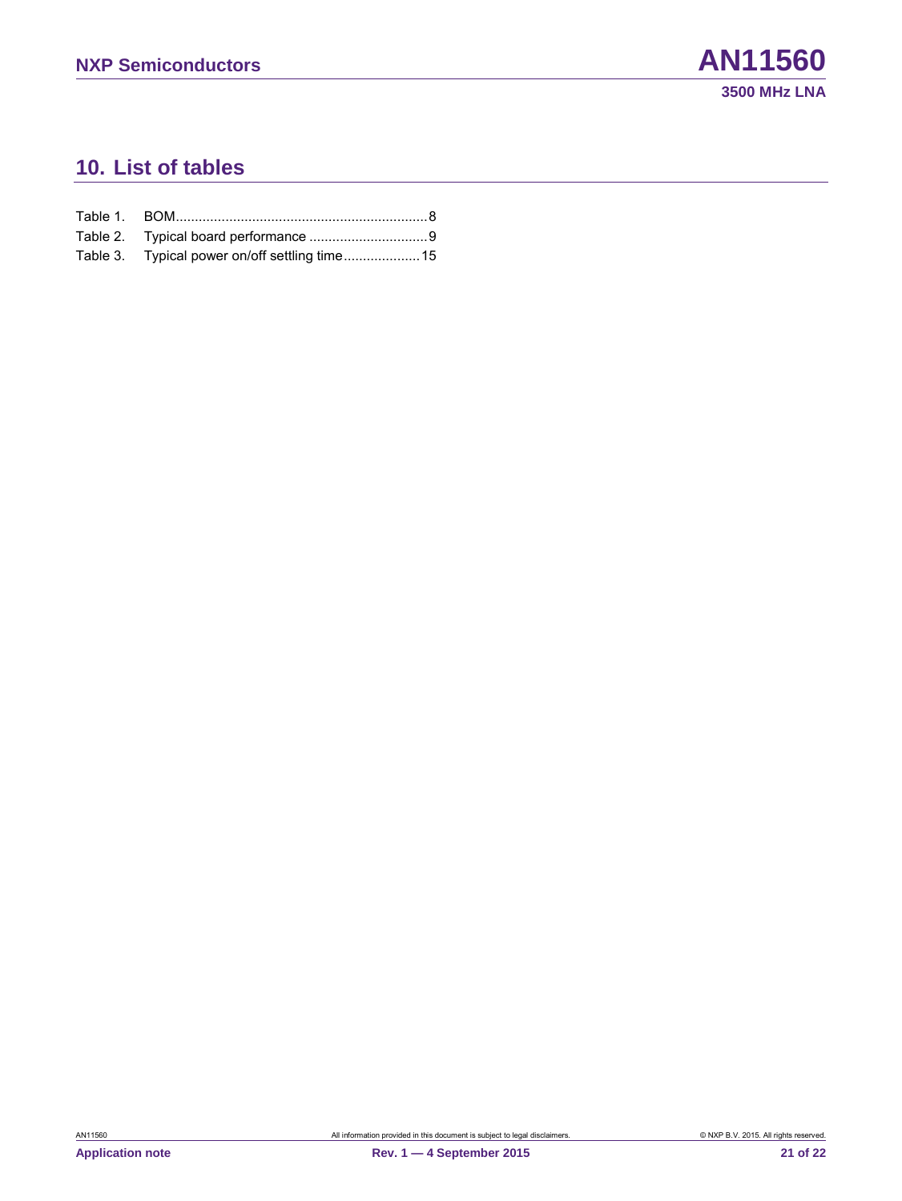## 10. List of tables

Table 1. BOM.................................................................8

Table 2. Typical board performance ...............................9

Table 3. Typical power on/off settling time....................15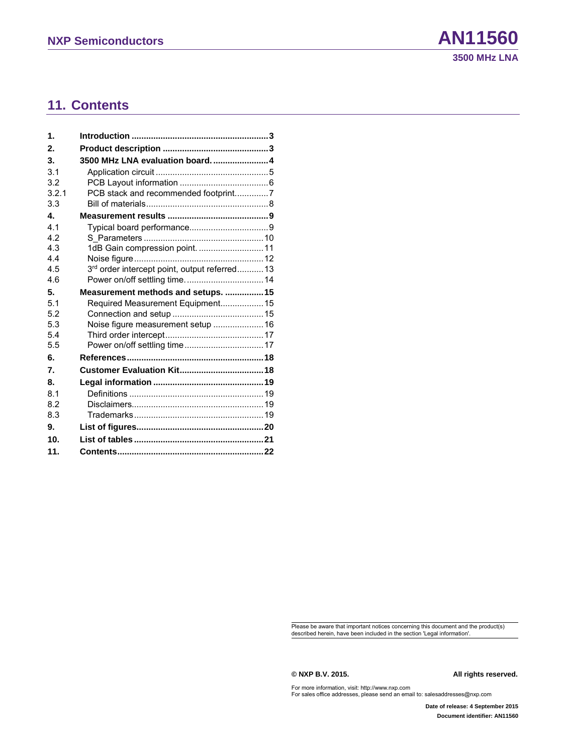## 11. Contents

| | | |
|---|---|---|
| **1.** | **Introduction** | **3** |
| **2.** | **Product description** | **3** |
| **3.** | **3500 MHz LNA evaluation board.** | **4** |
| 3.1 | Application circuit | 5 |
| 3.2 | PCB Layout information | 6 |
| 3.2.1 | PCB stack and recommended footprint | 7 |
| 3.3 | Bill of materials | 8 |
| **4.** | **Measurement results** | **9** |
| 4.1 | Typical board performance | 9 |
| 4.2 | S_Parameters | 10 |
| 4.3 | 1dB Gain compression point. | 11 |
| 4.4 | Noise figure | 12 |
| 4.5 | 3rd order intercept point, output referred | 13 |
| 4.6 | Power on/off settling time. | 14 |
| **5.** | **Measurement methods and setups.** | **15** |
| 5.1 | Required Measurement Equipment | 15 |
| 5.2 | Connection and setup | 15 |
| 5.3 | Noise figure measurement setup | 16 |
| 5.4 | Third order intercept | 17 |
| 5.5 | Power on/off settling time | 17 |
| **6.** | **References** | **18** |
| **7.** | **Customer Evaluation Kit** | **18** |
| **8.** | **Legal information** | **19** |
| 8.1 | Definitions | 19 |
| 8.2 | Disclaimers | 19 |
| 8.3 | Trademarks | 19 |
| **9.** | **List of figures** | **20** |
| **10.** | **List of tables** | **21** |
| **11.** | **Contents** | **22** |

Please be aware that important notices concerning this document and the product(s) described herein, have been included in the section 'Legal information'.

**© NXP B.V. 2015.** **All rights reserved.**

For more information, visit: http://www.nxp.com
For sales office addresses, please send an email to: salesaddresses@nxp.com

**Date of release: 4 September 2015**
**Document identifier: AN11560**